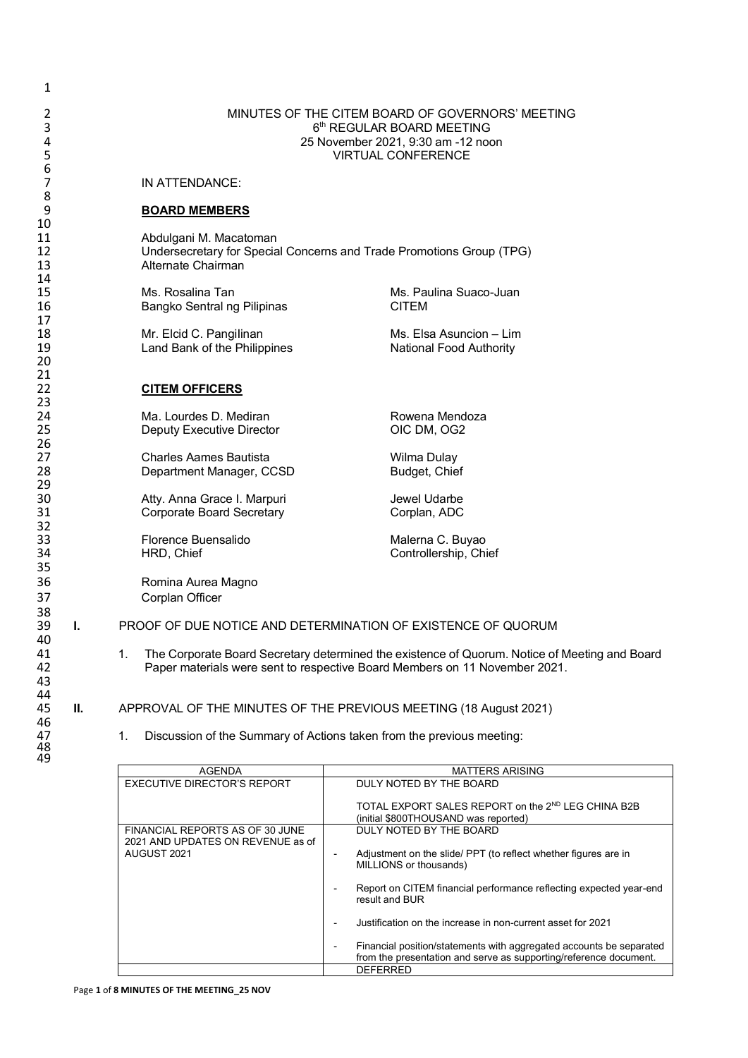MINUTES OF THE CITEM BOARD OF GOVERNORS' MEETING
6th REGULAR BOARD MEETING
25 November 2021, 9:30 am -12 noon
VIRTUAL CONFERENCE

IN ATTENDANCE:

**BOARD MEMBERS**

Abdulgani M. Macatoman
Undersecretary for Special Concerns and Trade Promotions Group (TPG)
Alternate Chairman

Ms. Rosalina Tan
Bangko Sentral ng Pilipinas

Ms. Paulina Suaco-Juan
CITEM

Mr. Elcid C. Pangilinan
Land Bank of the Philippines

Ms. Elsa Asuncion – Lim
National Food Authority

**CITEM OFFICERS**

Ma. Lourdes D. Mediran
Deputy Executive Director

Rowena Mendoza
OIC DM, OG2

Charles Aames Bautista
Department Manager, CCSD

Wilma Dulay
Budget, Chief

Atty. Anna Grace I. Marpuri
Corporate Board Secretary

Jewel Udarbe
Corplan, ADC

Florence Buensalido
HRD, Chief

Malerna C. Buyao
Controllership, Chief

Romina Aurea Magno
Corplan Officer

**I.** PROOF OF DUE NOTICE AND DETERMINATION OF EXISTENCE OF QUORUM

1. The Corporate Board Secretary determined the existence of Quorum. Notice of Meeting and Board Paper materials were sent to respective Board Members on 11 November 2021.

**II.** APPROVAL OF THE MINUTES OF THE PREVIOUS MEETING (18 August 2021)

1. Discussion of the Summary of Actions taken from the previous meeting:

| AGENDA | MATTERS ARISING |
|---|---|
| EXECUTIVE DIRECTOR'S REPORT | DULY NOTED BY THE BOARD<br><br>TOTAL EXPORT SALES REPORT on the 2ND LEG CHINA B2B (initial $800THOUSAND was reported) |
| FINANCIAL REPORTS AS OF 30 JUNE 2021 AND UPDATES ON REVENUE as of AUGUST 2021 | DULY NOTED BY THE BOARD<br><br>- Adjustment on the slide/ PPT (to reflect whether figures are in MILLIONS or thousands)<br><br>- Report on CITEM financial performance reflecting expected year-end result and BUR<br><br>- Justification on the increase in non-current asset for 2021<br><br>- Financial position/statements with aggregated accounts be separated from the presentation and serve as supporting/reference document. |
| | DEFERRED |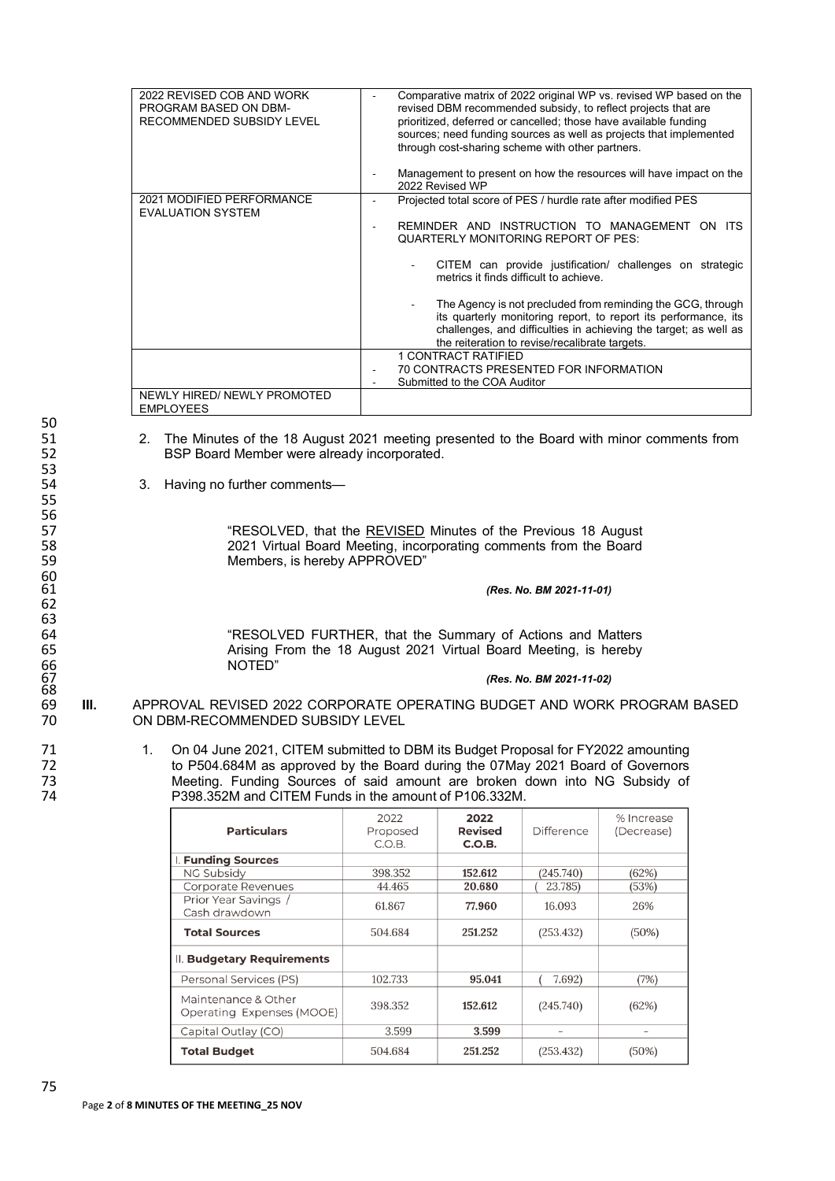| | |
|---|---|
| 2022 REVISED COB AND WORK PROGRAM BASED ON DBM-RECOMMENDED SUBSIDY LEVEL | - Comparative matrix of 2022 original WP vs. revised WP based on the revised DBM recommended subsidy, to reflect projects that are prioritized, deferred or cancelled; those have available funding sources; need funding sources as well as projects that implemented through cost-sharing scheme with other partners.<br><br>- Management to present on how the resources will have impact on the 2022 Revised WP |
| 2021 MODIFIED PERFORMANCE EVALUATION SYSTEM | - Projected total score of PES / hurdle rate after modified PES<br><br>- REMINDER AND INSTRUCTION TO MANAGEMENT ON ITS QUARTERLY MONITORING REPORT OF PES:<br><br>- CITEM can provide justification/ challenges on strategic metrics it finds difficult to achieve.<br><br>- The Agency is not precluded from reminding the GCG, through its quarterly monitoring report, to report its performance, its challenges, and difficulties in achieving the target; as well as the reiteration to revise/recalibrate targets. |
| | 1 CONTRACT RATIFIED<br>- 70 CONTRACTS PRESENTED FOR INFORMATION<br>- Submitted to the COA Auditor |
| NEWLY HIRED/ NEWLY PROMOTED EMPLOYEES | |

2. The Minutes of the 18 August 2021 meeting presented to the Board with minor comments from BSP Board Member were already incorporated.

3. Having no further comments—

> "RESOLVED, that the REVISED Minutes of the Previous 18 August 2021 Virtual Board Meeting, incorporating comments from the Board Members, is hereby APPROVED"
>
> ***(Res. No. BM 2021-11-01)***

> "RESOLVED FURTHER, that the Summary of Actions and Matters Arising From the 18 August 2021 Virtual Board Meeting, is hereby NOTED"
>
> ***(Res. No. BM 2021-11-02)***

## III. APPROVAL REVISED 2022 CORPORATE OPERATING BUDGET AND WORK PROGRAM BASED ON DBM-RECOMMENDED SUBSIDY LEVEL

1. On 04 June 2021, CITEM submitted to DBM its Budget Proposal for FY2022 amounting to P504.684M as approved by the Board during the 07May 2021 Board of Governors Meeting. Funding Sources of said amount are broken down into NG Subsidy of P398.352M and CITEM Funds in the amount of P106.332M.

| Particulars | 2022 Proposed C.O.B. | 2022 Revised C.O.B. | Difference | % Increase (Decrease) |
|---|---|---|---|---|
| **I. Funding Sources** | | | | |
| NG Subsidy | 398.352 | **152.612** | (245.740) | (62%) |
| Corporate Revenues | 44.465 | **20.680** | ( 23.785) | (53%) |
| Prior Year Savings / Cash drawdown | 61.867 | **77.960** | 16.093 | 26% |
| **Total Sources** | 504.684 | **251.252** | (253.432) | (50%) |
| **II. Budgetary Requirements** | | | | |
| Personal Services (PS) | 102.733 | **95.041** | ( 7.692) | (7%) |
| Maintenance & Other Operating Expenses (MOOE) | 398.352 | **152.612** | (245.740) | (62%) |
| Capital Outlay (CO) | 3.599 | **3.599** | - | - |
| **Total Budget** | 504.684 | **251.252** | (253.432) | (50%) |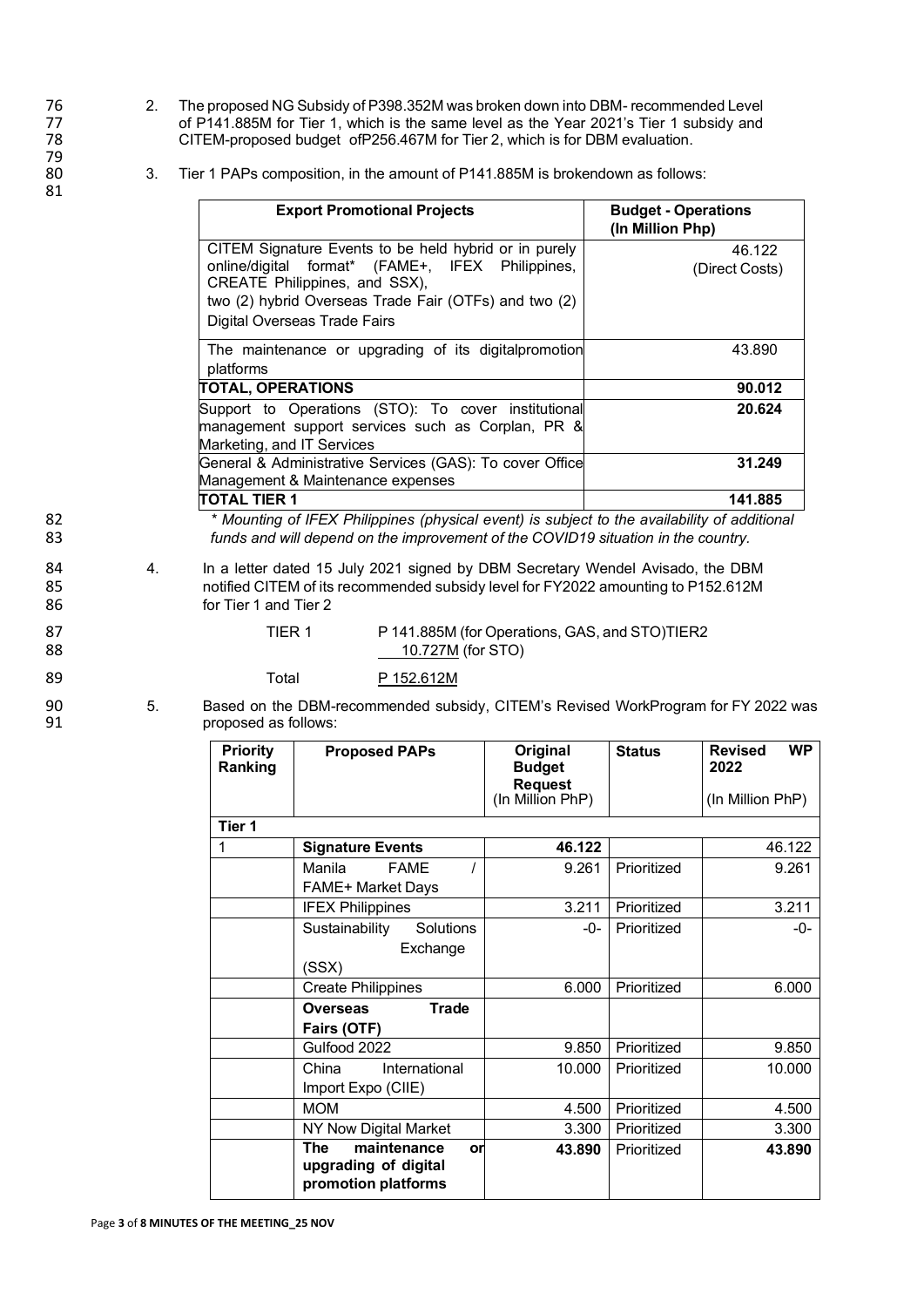2. The proposed NG Subsidy of P398.352M was broken down into DBM- recommended Level of P141.885M for Tier 1, which is the same level as the Year 2021's Tier 1 subsidy and CITEM-proposed budget ofP256.467M for Tier 2, which is for DBM evaluation.

3. Tier 1 PAPs composition, in the amount of P141.885M is brokendown as follows:

| Export Promotional Projects | Budget - Operations (In Million Php) |
|---|---|
| CITEM Signature Events to be held hybrid or in purely online/digital format* (FAME+, IFEX Philippines, CREATE Philippines, and SSX), two (2) hybrid Overseas Trade Fair (OTFs) and two (2) Digital Overseas Trade Fairs | 46.122 (Direct Costs) |
| The maintenance or upgrading of its digitalpromotion platforms | 43.890 |
| **TOTAL, OPERATIONS** | **90.012** |
| Support to Operations (STO): To cover institutional management support services such as Corplan, PR & Marketing, and IT Services | **20.624** |
| General & Administrative Services (GAS): To cover Office Management & Maintenance expenses | **31.249** |
| **TOTAL TIER 1** | **141.885** |

*\* Mounting of IFEX Philippines (physical event) is subject to the availability of additional funds and will depend on the improvement of the COVID19 situation in the country.*

4. In a letter dated 15 July 2021 signed by DBM Secretary Wendel Avisado, the DBM notified CITEM of its recommended subsidy level for FY2022 amounting to P152.612M for Tier 1 and Tier 2

| | |
|---|---|
| TIER 1 | P 141.885M (for Operations, GAS, and STO)TIER2 |
| | 10.727M (for STO) |
| Total | P 152.612M |

5. Based on the DBM-recommended subsidy, CITEM's Revised WorkProgram for FY 2022 was proposed as follows:

| Priority Ranking | Proposed PAPs | Original Budget Request (In Million PhP) | Status | Revised WP 2022 (In Million PhP) |
|---|---|---|---|---|
| **Tier 1** | | | | |
| 1 | **Signature Events** | **46.122** | | 46.122 |
| | Manila FAME / FAME+ Market Days | 9.261 | Prioritized | 9.261 |
| | IFEX Philippines | 3.211 | Prioritized | 3.211 |
| | Sustainability Solutions Exchange (SSX) | -0- | Prioritized | -0- |
| | Create Philippines | 6.000 | Prioritized | 6.000 |
| | **Overseas Trade Fairs (OTF)** | | | |
| | Gulfood 2022 | 9.850 | Prioritized | 9.850 |
| | China International Import Expo (CIIE) | 10.000 | Prioritized | 10.000 |
| | MOM | 4.500 | Prioritized | 4.500 |
| | NY Now Digital Market | 3.300 | Prioritized | 3.300 |
| | **The maintenance or upgrading of digital promotion platforms** | **43.890** | Prioritized | **43.890** |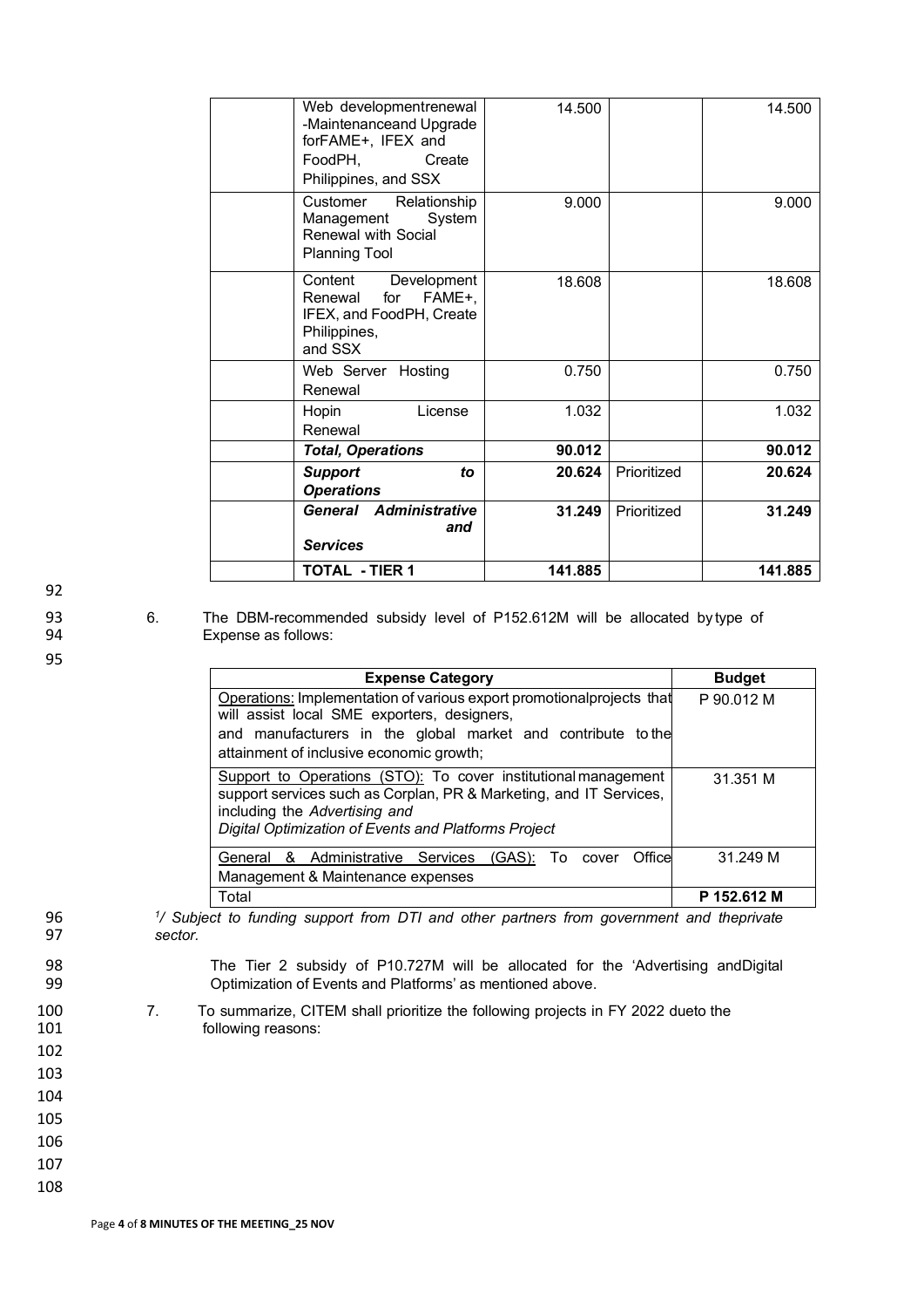| | | | | |
|---|---|---|---|---|
| | Web developmentrenewal -Maintenanceand Upgrade forFAME+, IFEX and FoodPH, Create Philippines, and SSX | 14.500 | | 14.500 |
| | Customer Relationship Management System Renewal with Social Planning Tool | 9.000 | | 9.000 |
| | Content Development Renewal for FAME+, IFEX, and FoodPH, Create Philippines, and SSX | 18.608 | | 18.608 |
| | Web Server Hosting Renewal | 0.750 | | 0.750 |
| | Hopin License Renewal | 1.032 | | 1.032 |
| | ***Total, Operations*** | **90.012** | | **90.012** |
| | ***Support to Operations*** | **20.624** | Prioritized | **20.624** |
| | ***General Administrative and Services*** | **31.249** | Prioritized | **31.249** |
| | **TOTAL - TIER 1** | **141.885** | | **141.885** |

6. The DBM-recommended subsidy level of P152.612M will be allocated by type of Expense as follows:

| Expense Category | Budget |
|---|---|
| Operations: Implementation of various export promotionalprojects that will assist local SME exporters, designers, and manufacturers in the global market and contribute to the attainment of inclusive economic growth; | P 90.012 M |
| Support to Operations (STO): To cover institutional management support services such as Corplan, PR & Marketing, and IT Services, including the *Advertising and Digital Optimization of Events and Platforms Project* | 31.351 M |
| General & Administrative Services (GAS): To cover Office Management & Maintenance expenses | 31.249 M |
| Total | **P 152.612 M** |

*1/ Subject to funding support from DTI and other partners from government and theprivate sector.*

The Tier 2 subsidy of P10.727M will be allocated for the 'Advertising andDigital Optimization of Events and Platforms' as mentioned above.

7. To summarize, CITEM shall prioritize the following projects in FY 2022 dueto the following reasons: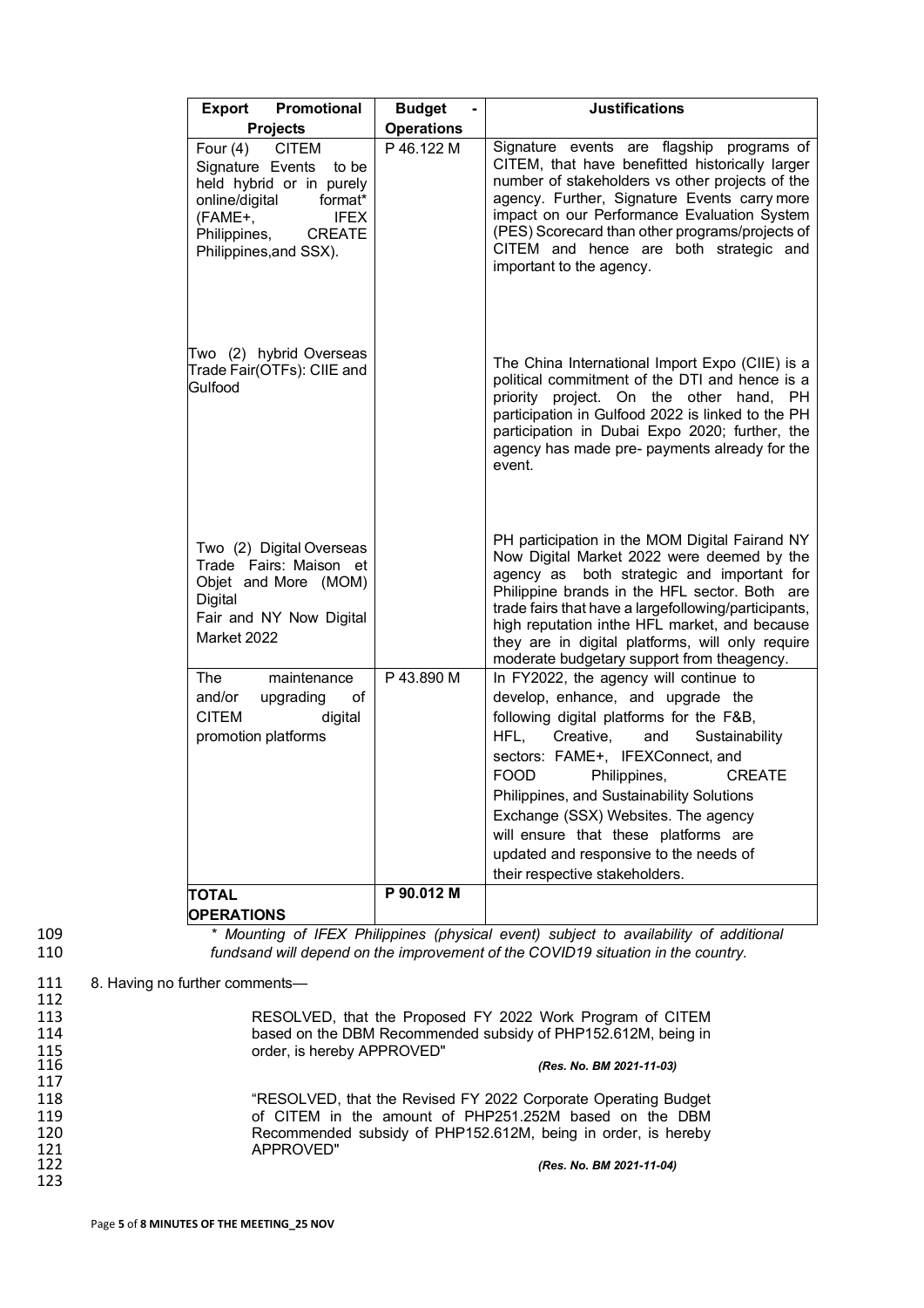| Export Promotional Projects | Budget - Operations | Justifications |
|---|---|---|
| Four (4) CITEM Signature Events to be held hybrid or in purely online/digital format* (FAME+, IFEX Philippines, CREATE Philippines,and SSX).<br><br>Two (2) hybrid Overseas Trade Fair(OTFs): CIIE and Gulfood<br><br>Two (2) Digital Overseas Trade Fairs: Maison et Objet and More (MOM) Digital Fair and NY Now Digital Market 2022 | P 46.122 M | Signature events are flagship programs of CITEM, that have benefitted historically larger number of stakeholders vs other projects of the agency. Further, Signature Events carry more impact on our Performance Evaluation System (PES) Scorecard than other programs/projects of CITEM and hence are both strategic and important to the agency.<br><br>The China International Import Expo (CIIE) is a political commitment of the DTI and hence is a priority project. On the other hand, PH participation in Gulfood 2022 is linked to the PH participation in Dubai Expo 2020; further, the agency has made pre- payments already for the event.<br><br>PH participation in the MOM Digital Fairand NY Now Digital Market 2022 were deemed by the agency as both strategic and important for Philippine brands in the HFL sector. Both are trade fairs that have a largefollowing/participants, high reputation inthe HFL market, and because they are in digital platforms, will only require moderate budgetary support from theagency. |
| The maintenance and/or upgrading of CITEM digital promotion platforms | P 43.890 M | In FY2022, the agency will continue to develop, enhance, and upgrade the following digital platforms for the F&B, HFL, Creative, and Sustainability sectors: FAME+, IFEXConnect, and FOOD Philippines, CREATE Philippines, and Sustainability Solutions Exchange (SSX) Websites. The agency will ensure that these platforms are updated and responsive to the needs of their respective stakeholders. |
| **TOTAL OPERATIONS** | **P 90.012 M** | |

*\* Mounting of IFEX Philippines (physical event) subject to availability of additional fundsand will depend on the improvement of the COVID19 situation in the country.*

8. Having no further comments—

> RESOLVED, that the Proposed FY 2022 Work Program of CITEM based on the DBM Recommended subsidy of PHP152.612M, being in order, is hereby APPROVED"
>
> ***(Res. No. BM 2021-11-03)***

> "RESOLVED, that the Revised FY 2022 Corporate Operating Budget of CITEM in the amount of PHP251.252M based on the DBM Recommended subsidy of PHP152.612M, being in order, is hereby APPROVED"
>
> ***(Res. No. BM 2021-11-04)***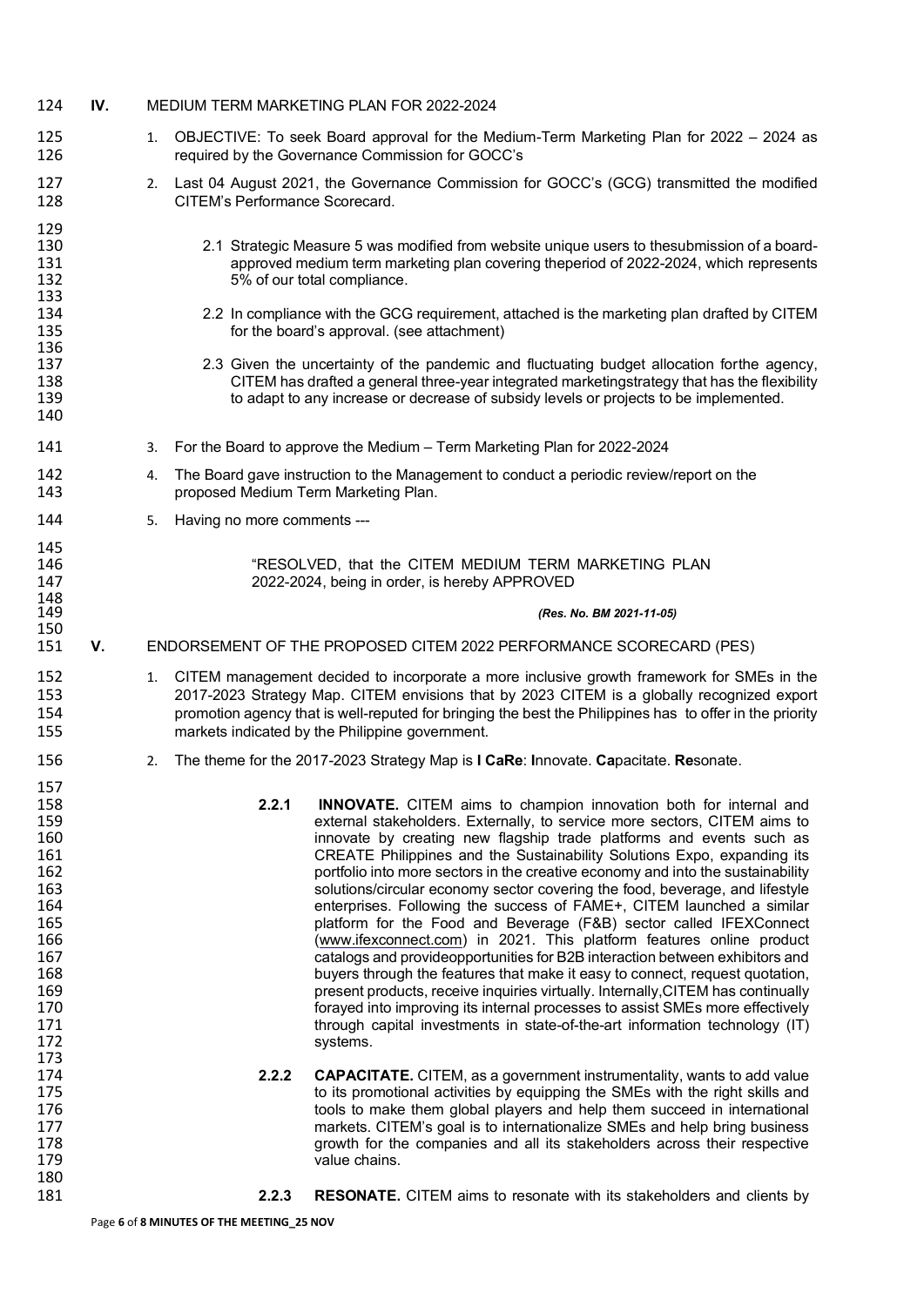## IV. MEDIUM TERM MARKETING PLAN FOR 2022-2024

1. OBJECTIVE: To seek Board approval for the Medium-Term Marketing Plan for 2022 – 2024 as required by the Governance Commission for GOCC's

2. Last 04 August 2021, the Governance Commission for GOCC's (GCG) transmitted the modified CITEM's Performance Scorecard.

   2.1 Strategic Measure 5 was modified from website unique users to thesubmission of a board-approved medium term marketing plan covering theperiod of 2022-2024, which represents 5% of our total compliance.

   2.2 In compliance with the GCG requirement, attached is the marketing plan drafted by CITEM for the board's approval. (see attachment)

   2.3 Given the uncertainty of the pandemic and fluctuating budget allocation forthe agency, CITEM has drafted a general three-year integrated marketingstrategy that has the flexibility to adapt to any increase or decrease of subsidy levels or projects to be implemented.

3. For the Board to approve the Medium – Term Marketing Plan for 2022-2024

4. The Board gave instruction to the Management to conduct a periodic review/report on the proposed Medium Term Marketing Plan.

5. Having no more comments ---

> "RESOLVED, that the CITEM MEDIUM TERM MARKETING PLAN 2022-2024, being in order, is hereby APPROVED
>
> ***(Res. No. BM 2021-11-05)***

## V. ENDORSEMENT OF THE PROPOSED CITEM 2022 PERFORMANCE SCORECARD (PES)

1. CITEM management decided to incorporate a more inclusive growth framework for SMEs in the 2017-2023 Strategy Map. CITEM envisions that by 2023 CITEM is a globally recognized export promotion agency that is well-reputed for bringing the best the Philippines has to offer in the priority markets indicated by the Philippine government.

2. The theme for the 2017-2023 Strategy Map is **I CaRe**: **I**nnovate. **Ca**pacitate. **Re**sonate.

   **2.2.1** **INNOVATE.** CITEM aims to champion innovation both for internal and external stakeholders. Externally, to service more sectors, CITEM aims to innovate by creating new flagship trade platforms and events such as CREATE Philippines and the Sustainability Solutions Expo, expanding its portfolio into more sectors in the creative economy and into the sustainability solutions/circular economy sector covering the food, beverage, and lifestyle enterprises. Following the success of FAME+, CITEM launched a similar platform for the Food and Beverage (F&B) sector called IFEXConnect (www.ifexconnect.com) in 2021. This platform features online product catalogs and provideopportunities for B2B interaction between exhibitors and buyers through the features that make it easy to connect, request quotation, present products, receive inquiries virtually. Internally,CITEM has continually forayed into improving its internal processes to assist SMEs more effectively through capital investments in state-of-the-art information technology (IT) systems.

   **2.2.2** **CAPACITATE.** CITEM, as a government instrumentality, wants to add value to its promotional activities by equipping the SMEs with the right skills and tools to make them global players and help them succeed in international markets. CITEM's goal is to internationalize SMEs and help bring business growth for the companies and all its stakeholders across their respective value chains.

   **2.2.3** **RESONATE.** CITEM aims to resonate with its stakeholders and clients by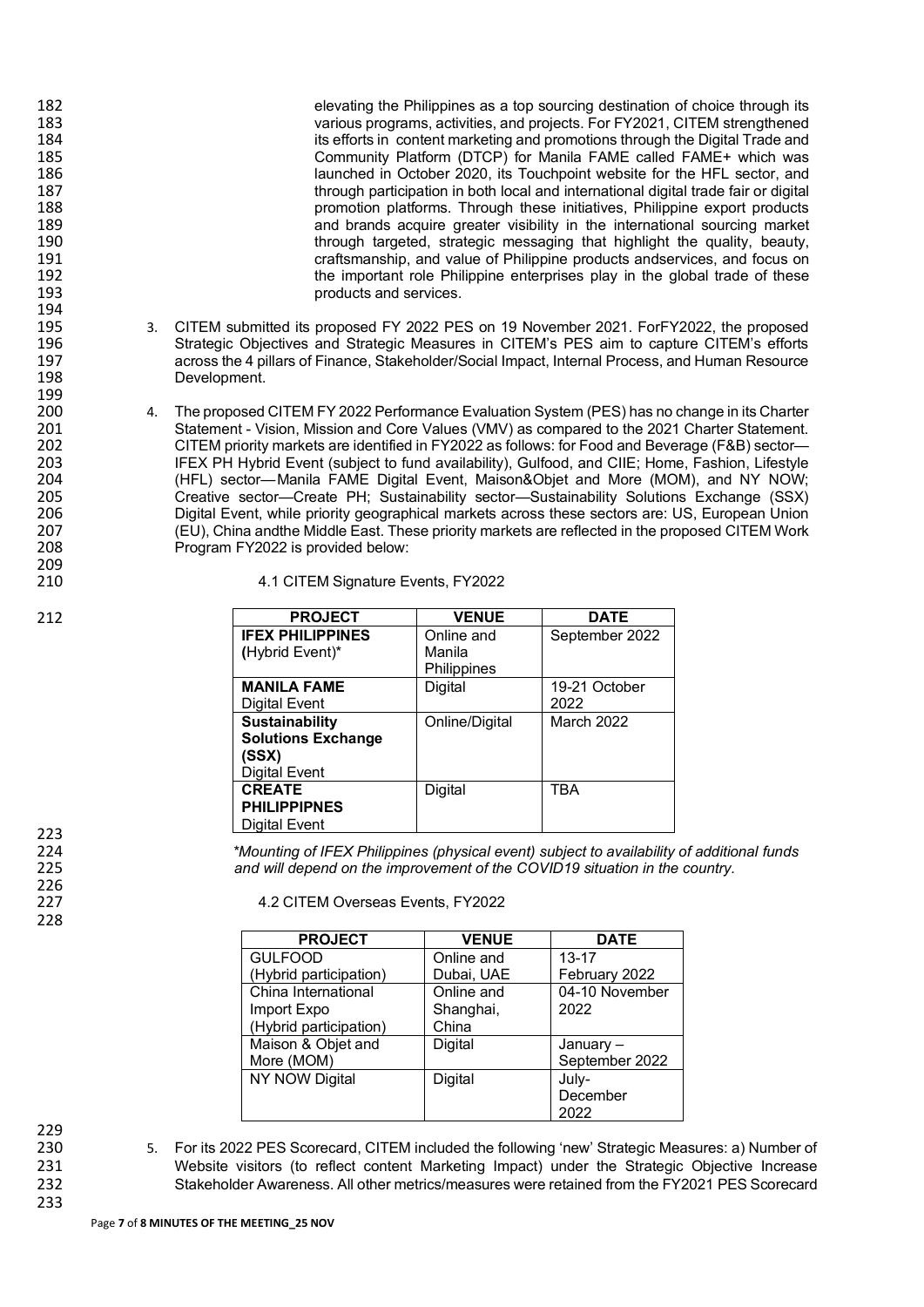elevating the Philippines as a top sourcing destination of choice through its various programs, activities, and projects. For FY2021, CITEM strengthened its efforts in content marketing and promotions through the Digital Trade and Community Platform (DTCP) for Manila FAME called FAME+ which was launched in October 2020, its Touchpoint website for the HFL sector, and through participation in both local and international digital trade fair or digital promotion platforms. Through these initiatives, Philippine export products and brands acquire greater visibility in the international sourcing market through targeted, strategic messaging that highlight the quality, beauty, craftsmanship, and value of Philippine products andservices, and focus on the important role Philippine enterprises play in the global trade of these products and services.

3. CITEM submitted its proposed FY 2022 PES on 19 November 2021. ForFY2022, the proposed Strategic Objectives and Strategic Measures in CITEM's PES aim to capture CITEM's efforts across the 4 pillars of Finance, Stakeholder/Social Impact, Internal Process, and Human Resource Development.

4. The proposed CITEM FY 2022 Performance Evaluation System (PES) has no change in its Charter Statement - Vision, Mission and Core Values (VMV) as compared to the 2021 Charter Statement. CITEM priority markets are identified in FY2022 as follows: for Food and Beverage (F&B) sector—IFEX PH Hybrid Event (subject to fund availability), Gulfood, and CIIE; Home, Fashion, Lifestyle (HFL) sector—Manila FAME Digital Event, Maison&Objet and More (MOM), and NY NOW; Creative sector—Create PH; Sustainability sector—Sustainability Solutions Exchange (SSX) Digital Event, while priority geographical markets across these sectors are: US, European Union (EU), China andthe Middle East. These priority markets are reflected in the proposed CITEM Work Program FY2022 is provided below:

4.1 CITEM Signature Events, FY2022

| PROJECT | VENUE | DATE |
|---|---|---|
| **IFEX PHILIPPINES** (Hybrid Event)* | Online and Manila Philippines | September 2022 |
| **MANILA FAME** Digital Event | Digital | 19-21 October 2022 |
| **Sustainability Solutions Exchange (SSX)** Digital Event | Online/Digital | March 2022 |
| **CREATE PHILIPPIPNES** Digital Event | Digital | TBA |

*\*Mounting of IFEX Philippines (physical event) subject to availability of additional funds and will depend on the improvement of the COVID19 situation in the country.*

4.2 CITEM Overseas Events, FY2022

| PROJECT | VENUE | DATE |
|---|---|---|
| GULFOOD (Hybrid participation) | Online and Dubai, UAE | 13-17 February 2022 |
| China International Import Expo (Hybrid participation) | Online and Shanghai, China | 04-10 November 2022 |
| Maison & Objet and More (MOM) | Digital | January – September 2022 |
| NY NOW Digital | Digital | July-December 2022 |

5. For its 2022 PES Scorecard, CITEM included the following 'new' Strategic Measures: a) Number of Website visitors (to reflect content Marketing Impact) under the Strategic Objective Increase Stakeholder Awareness. All other metrics/measures were retained from the FY2021 PES Scorecard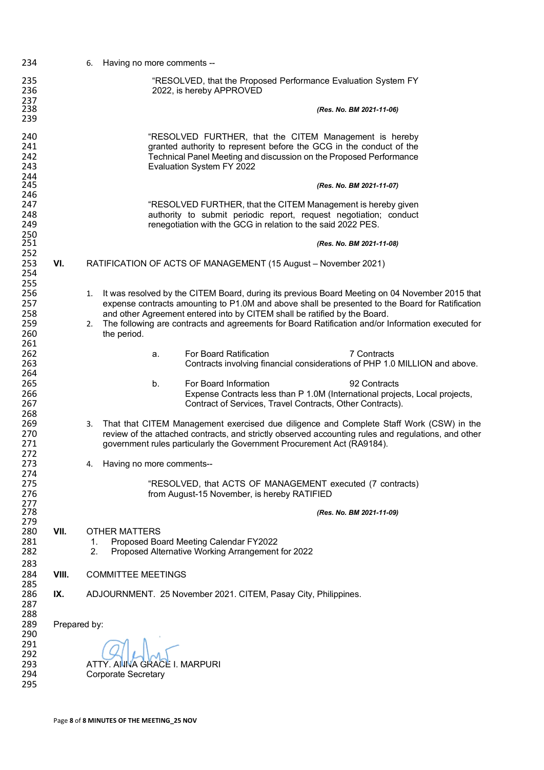6. Having no more comments --

> "RESOLVED, that the Proposed Performance Evaluation System FY 2022, is hereby APPROVED
>
> ***(Res. No. BM 2021-11-06)***

> "RESOLVED FURTHER, that the CITEM Management is hereby granted authority to represent before the GCG in the conduct of the Technical Panel Meeting and discussion on the Proposed Performance Evaluation System FY 2022
>
> ***(Res. No. BM 2021-11-07)***

> "RESOLVED FURTHER, that the CITEM Management is hereby given authority to submit periodic report, request negotiation; conduct renegotiation with the GCG in relation to the said 2022 PES.
>
> ***(Res. No. BM 2021-11-08)***

**VI.** RATIFICATION OF ACTS OF MANAGEMENT (15 August – November 2021)

1. It was resolved by the CITEM Board, during its previous Board Meeting on 04 November 2015 that expense contracts amounting to P1.0M and above shall be presented to the Board for Ratification and other Agreement entered into by CITEM shall be ratified by the Board.
2. The following are contracts and agreements for Board Ratification and/or Information executed for the period.

   a. For Board Ratification — 7 Contracts
   Contracts involving financial considerations of PHP 1.0 MILLION and above.

   b. For Board Information — 92 Contracts
   Expense Contracts less than P 1.0M (International projects, Local projects, Contract of Services, Travel Contracts, Other Contracts).

3. That that CITEM Management exercised due diligence and Complete Staff Work (CSW) in the review of the attached contracts, and strictly observed accounting rules and regulations, and other government rules particularly the Government Procurement Act (RA9184).

4. Having no more comments--

> "RESOLVED, that ACTS OF MANAGEMENT executed (7 contracts) from August-15 November, is hereby RATIFIED
>
> ***(Res. No. BM 2021-11-09)***

**VII.** OTHER MATTERS
1. Proposed Board Meeting Calendar FY2022
2. Proposed Alternative Working Arrangement for 2022

**VIII.** COMMITTEE MEETINGS

**IX.** ADJOURNMENT. 25 November 2021. CITEM, Pasay City, Philippines.

Prepared by:

ATTY. ANNA GRACE I. MARPURI
Corporate Secretary